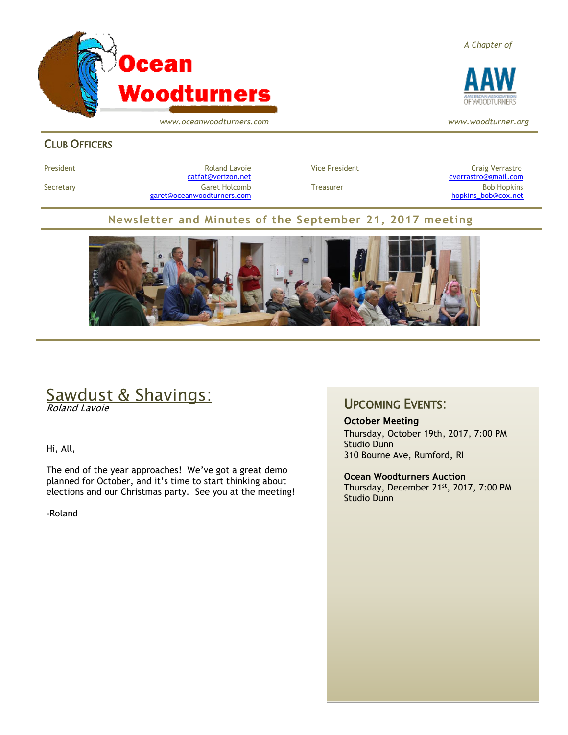# Ocean Woodturners

www.oceanwoodturners.com

*A Chapter of*

AAW — American Association of Woodturners

*www.woodturner.org*

## Club Officers

| | | | |
|---|---|---|---|
| President | Roland Lavoie catfat@verizon.net | Vice President | Craig Verrastro cverrastro@gmail.com |
| Secretary | Garet Holcomb garet@oceanwoodturners.com | Treasurer | Bob Hopkins hopkins_bob@cox.net |

## Newsletter and Minutes of the September 21, 2017 meeting

## Sawdust & Shavings:

*Roland Lavoie*

Hi, All,

The end of the year approaches! We've got a great demo planned for October, and it's time to start thinking about elections and our Christmas party. See you at the meeting!

-Roland

## Upcoming Events:

**October Meeting**
Thursday, October 19th, 2017, 7:00 PM
Studio Dunn
310 Bourne Ave, Rumford, RI

**Ocean Woodturners Auction**
Thursday, December 21st, 2017, 7:00 PM
Studio Dunn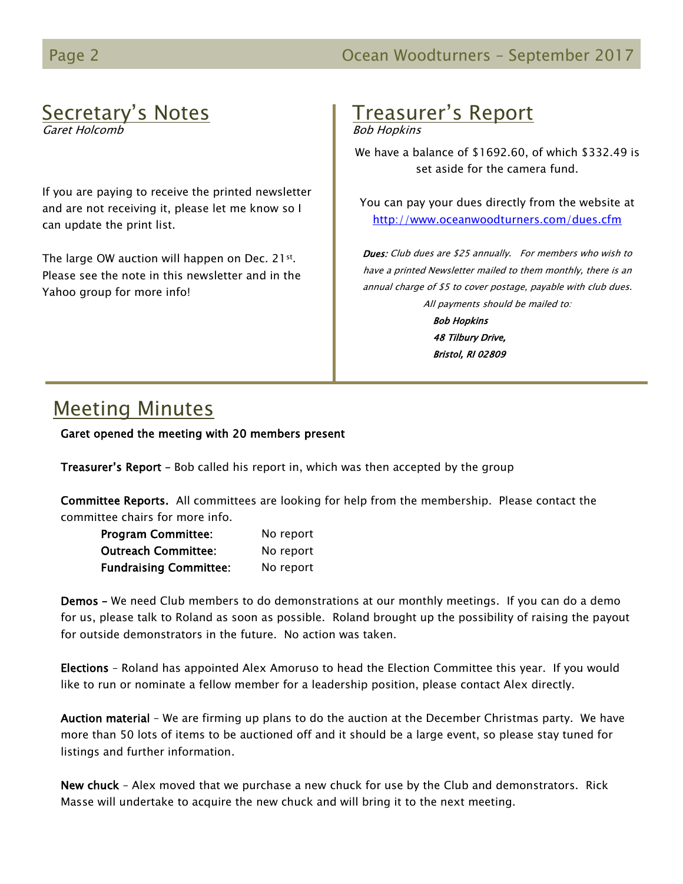## Secretary's Notes

*Garet Holcomb*

If you are paying to receive the printed newsletter and are not receiving it, please let me know so I can update the print list.

The large OW auction will happen on Dec. 21st. Please see the note in this newsletter and in the Yahoo group for more info!

## Treasurer's Report

*Bob Hopkins*

We have a balance of $1692.60, of which $332.49 is set aside for the camera fund.

You can pay your dues directly from the website at [http://www.oceanwoodturners.com/dues.cfm](http://www.oceanwoodturners.com/dues.cfm)

***Dues:*** *Club dues are $25 annually. For members who wish to have a printed Newsletter mailed to them monthly, there is an annual charge of $5 to cover postage, payable with club dues.*

*All payments should be mailed to:*

***Bob Hopkins***
***48 Tilbury Drive,***
***Bristol, RI 02809***

## Meeting Minutes

**Garet opened the meeting with 20 members present**

**Treasurer's Report** – Bob called his report in, which was then accepted by the group

**Committee Reports.** All committees are looking for help from the membership. Please contact the committee chairs for more info.

| | |
|---|---|
| **Program Committee**: | No report |
| **Outreach Committee**: | No report |
| **Fundraising Committee**: | No report |

**Demos –** We need Club members to do demonstrations at our monthly meetings. If you can do a demo for us, please talk to Roland as soon as possible. Roland brought up the possibility of raising the payout for outside demonstrators in the future. No action was taken.

**Elections** – Roland has appointed Alex Amoruso to head the Election Committee this year. If you would like to run or nominate a fellow member for a leadership position, please contact Alex directly.

**Auction material** – We are firming up plans to do the auction at the December Christmas party. We have more than 50 lots of items to be auctioned off and it should be a large event, so please stay tuned for listings and further information.

**New chuck** – Alex moved that we purchase a new chuck for use by the Club and demonstrators. Rick Masse will undertake to acquire the new chuck and will bring it to the next meeting.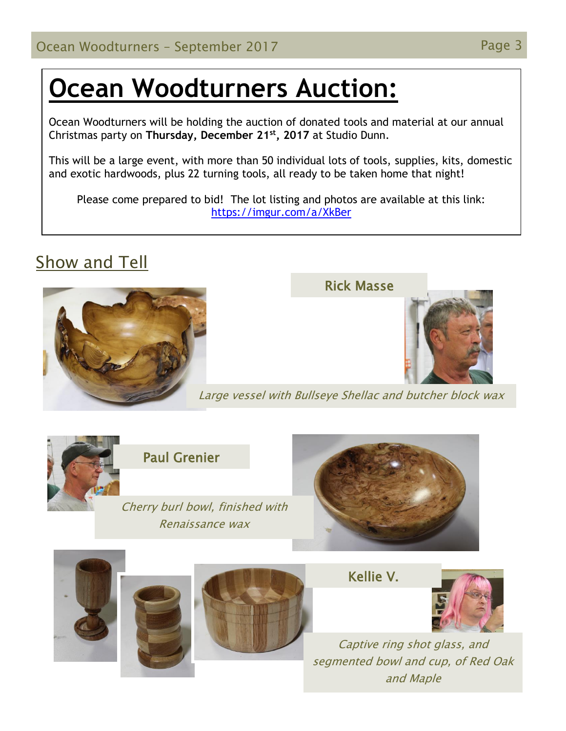# Ocean Woodturners Auction:

Ocean Woodturners will be holding the auction of donated tools and material at our annual Christmas party on **Thursday, December 21st, 2017** at Studio Dunn.

This will be a large event, with more than 50 individual lots of tools, supplies, kits, domestic and exotic hardwoods, plus 22 turning tools, all ready to be taken home that night!

Please come prepared to bid! The lot listing and photos are available at this link: https://imgur.com/a/XkBer

## Show and Tell

### Rick Masse

*Large vessel with Bullseye Shellac and butcher block wax*

### Paul Grenier

*Cherry burl bowl, finished with Renaissance wax*

### Kellie V.

*Captive ring shot glass, and segmented bowl and cup, of Red Oak and Maple*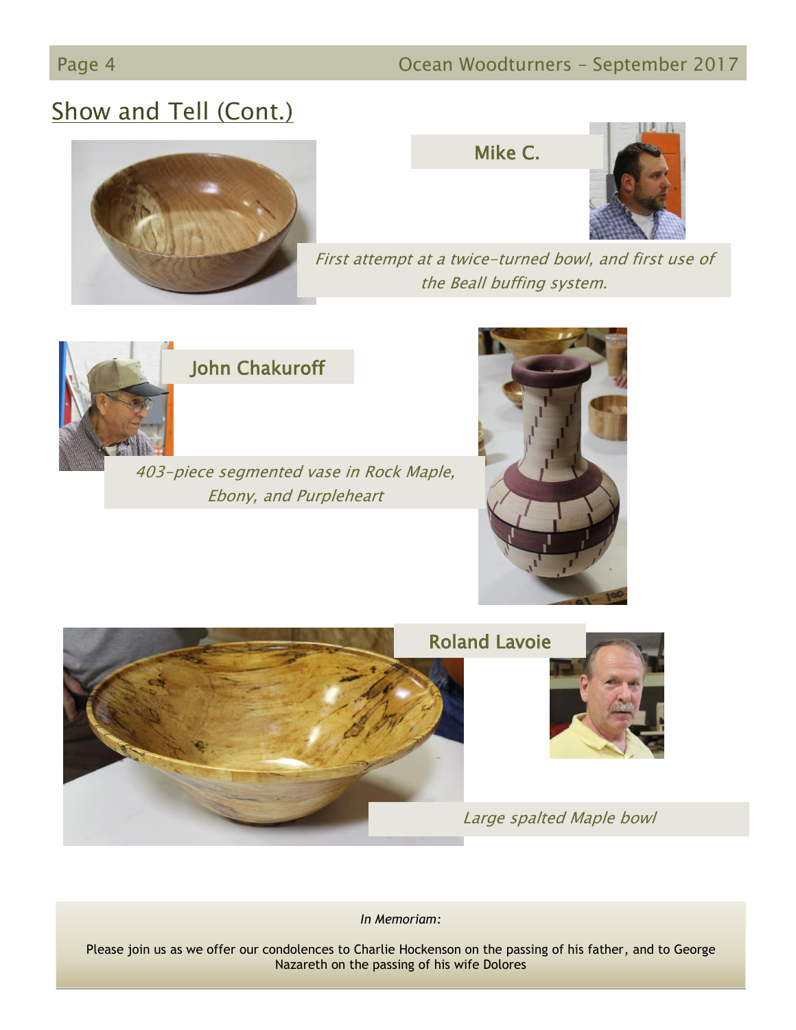## Show and Tell (Cont.)

**Mike C.**

*First attempt at a twice-turned bowl, and first use of the Beall buffing system.*

**John Chakuroff**

*403-piece segmented vase in Rock Maple, Ebony, and Purpleheart*

**Roland Lavoie**

*Large spalted Maple bowl*

*In Memoriam:*

Please join us as we offer our condolences to Charlie Hockenson on the passing of his father, and to George Nazareth on the passing of his wife Dolores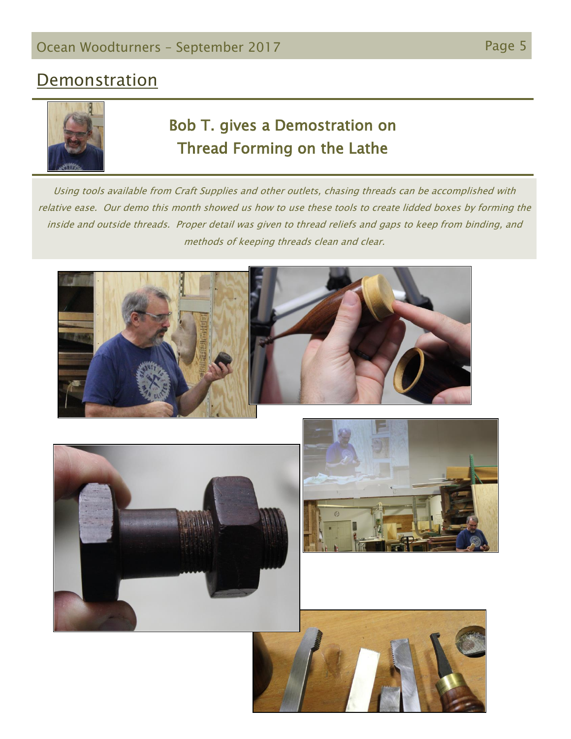## Demonstration

### Bob T. gives a Demostration on Thread Forming on the Lathe

*Using tools available from Craft Supplies and other outlets, chasing threads can be accomplished with relative ease. Our demo this month showed us how to use these tools to create lidded boxes by forming the inside and outside threads. Proper detail was given to thread reliefs and gaps to keep from binding, and methods of keeping threads clean and clear.*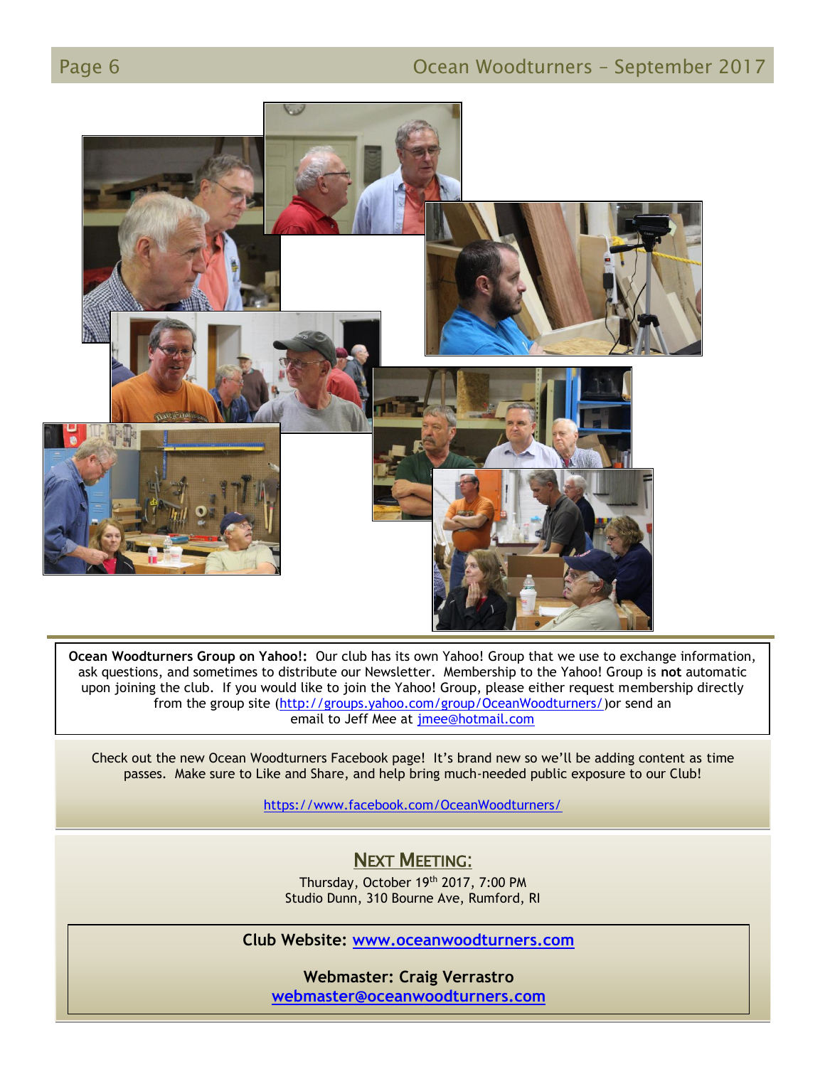**Ocean Woodturners Group on Yahoo!:** Our club has its own Yahoo! Group that we use to exchange information, ask questions, and sometimes to distribute our Newsletter. Membership to the Yahoo! Group is **not** automatic upon joining the club. If you would like to join the Yahoo! Group, please either request membership directly from the group site (http://groups.yahoo.com/group/OceanWoodturners/)or send an email to Jeff Mee at jmee@hotmail.com

Check out the new Ocean Woodturners Facebook page! It's brand new so we'll be adding content as time passes. Make sure to Like and Share, and help bring much-needed public exposure to our Club!

https://www.facebook.com/OceanWoodturners/

## NEXT MEETING:

Thursday, October 19th 2017, 7:00 PM
Studio Dunn, 310 Bourne Ave, Rumford, RI

**Club Website: www.oceanwoodturners.com**

**Webmaster: Craig Verrastro**
**webmaster@oceanwoodturners.com**